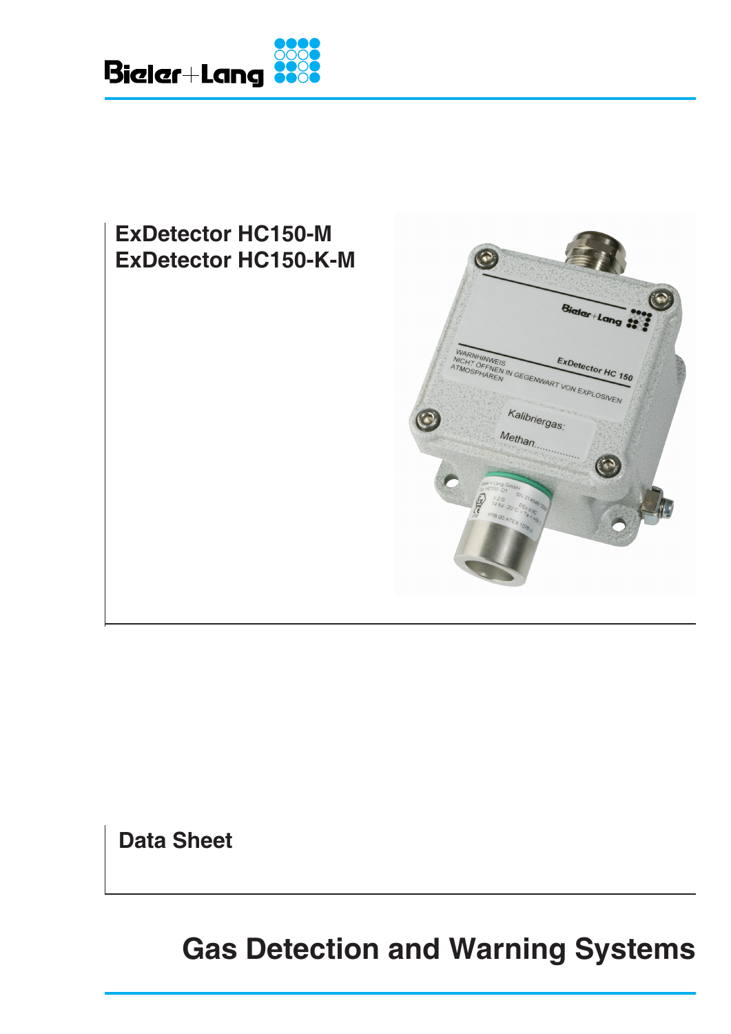Bieler+Lang

# ExDetector HC150-M
# ExDetector HC150-K-M

## Data Sheet

# Gas Detection and Warning Systems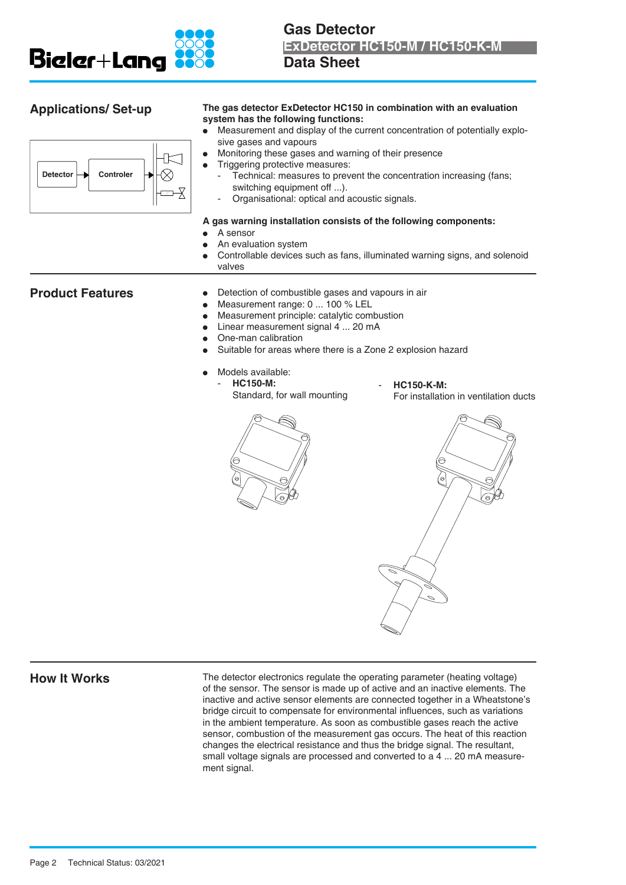## Applications/ Set-up

Detector → Controler

**The gas detector ExDetector HC150 in combination with an evaluation system has the following functions:**

- Measurement and display of the current concentration of potentially explosive gases and vapours
- Monitoring these gases and warning of their presence
- Triggering protective measures:
  - Technical: measures to prevent the concentration increasing (fans; switching equipment off ...).
  - Organisational: optical and acoustic signals.

**A gas warning installation consists of the following components:**

- A sensor
- An evaluation system
- Controllable devices such as fans, illuminated warning signs, and solenoid valves

## Product Features

- Detection of combustible gases and vapours in air
- Measurement range: 0 ... 100 % LEL
- Measurement principle: catalytic combustion
- Linear measurement signal 4 ... 20 mA
- One-man calibration
- Suitable for areas where there is a Zone 2 explosion hazard

- Models available:
  - **HC150-M:** Standard, for wall mounting
  - **HC150-K-M:** For installation in ventilation ducts

## How It Works

The detector electronics regulate the operating parameter (heating voltage) of the sensor. The sensor is made up of active and an inactive elements. The inactive and active sensor elements are connected together in a Wheatstone's bridge circuit to compensate for environmental influences, such as variations in the ambient temperature. As soon as combustible gases reach the active sensor, combustion of the measurement gas occurs. The heat of this reaction changes the electrical resistance and thus the bridge signal. The resultant, small voltage signals are processed and converted to a 4 ... 20 mA measurement signal.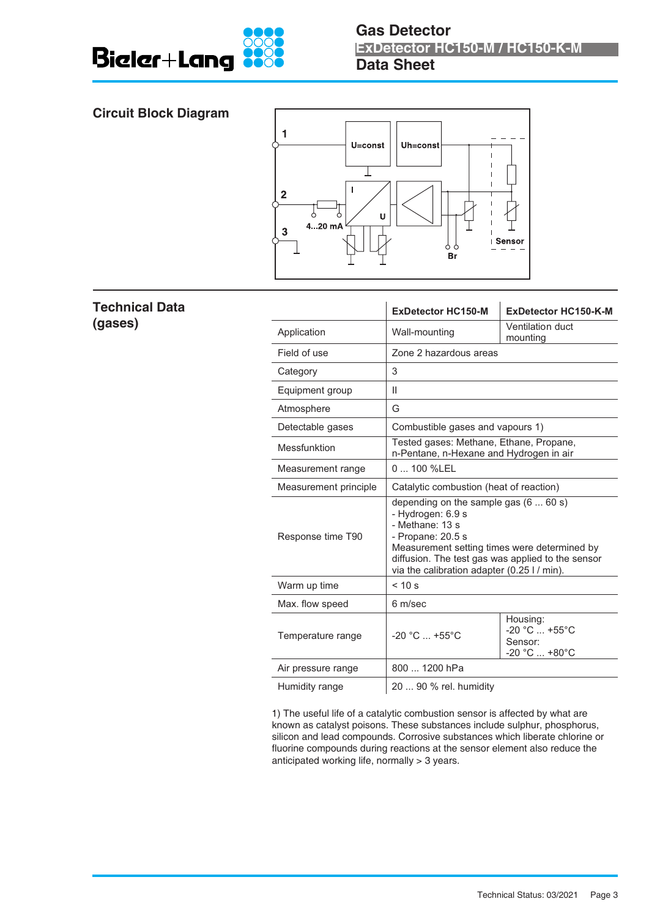## Circuit Block Diagram

## Technical Data (gases)

| | ExDetector HC150-M | ExDetector HC150-K-M |
|---|---|---|
| Application | Wall-mounting | Ventilation duct mounting |
| Field of use | Zone 2 hazardous areas | |
| Category | 3 | |
| Equipment group | II | |
| Atmosphere | G | |
| Detectable gases | Combustible gases and vapours 1) | |
| Messfunktion | Tested gases: Methane, Ethane, Propane, n-Pentane, n-Hexane and Hydrogen in air | |
| Measurement range | 0 ... 100 %LEL | |
| Measurement principle | Catalytic combustion (heat of reaction) | |
| Response time T90 | depending on the sample gas (6 ... 60 s)<br>- Hydrogen: 6.9 s<br>- Methane: 13 s<br>- Propane: 20.5 s<br>Measurement setting times were determined by diffusion. The test gas was applied to the sensor via the calibration adapter (0.25 l / min). | |
| Warm up time | < 10 s | |
| Max. flow speed | 6 m/sec | |
| Temperature range | -20 °C ... +55°C | Housing:<br>-20 °C ... +55°C<br>Sensor:<br>-20 °C ... +80°C |
| Air pressure range | 800 ... 1200 hPa | |
| Humidity range | 20 ... 90 % rel. humidity | |

1) The useful life of a catalytic combustion sensor is affected by what are known as catalyst poisons. These substances include sulphur, phosphorus, silicon and lead compounds. Corrosive substances which liberate chlorine or fluorine compounds during reactions at the sensor element also reduce the anticipated working life, normally > 3 years.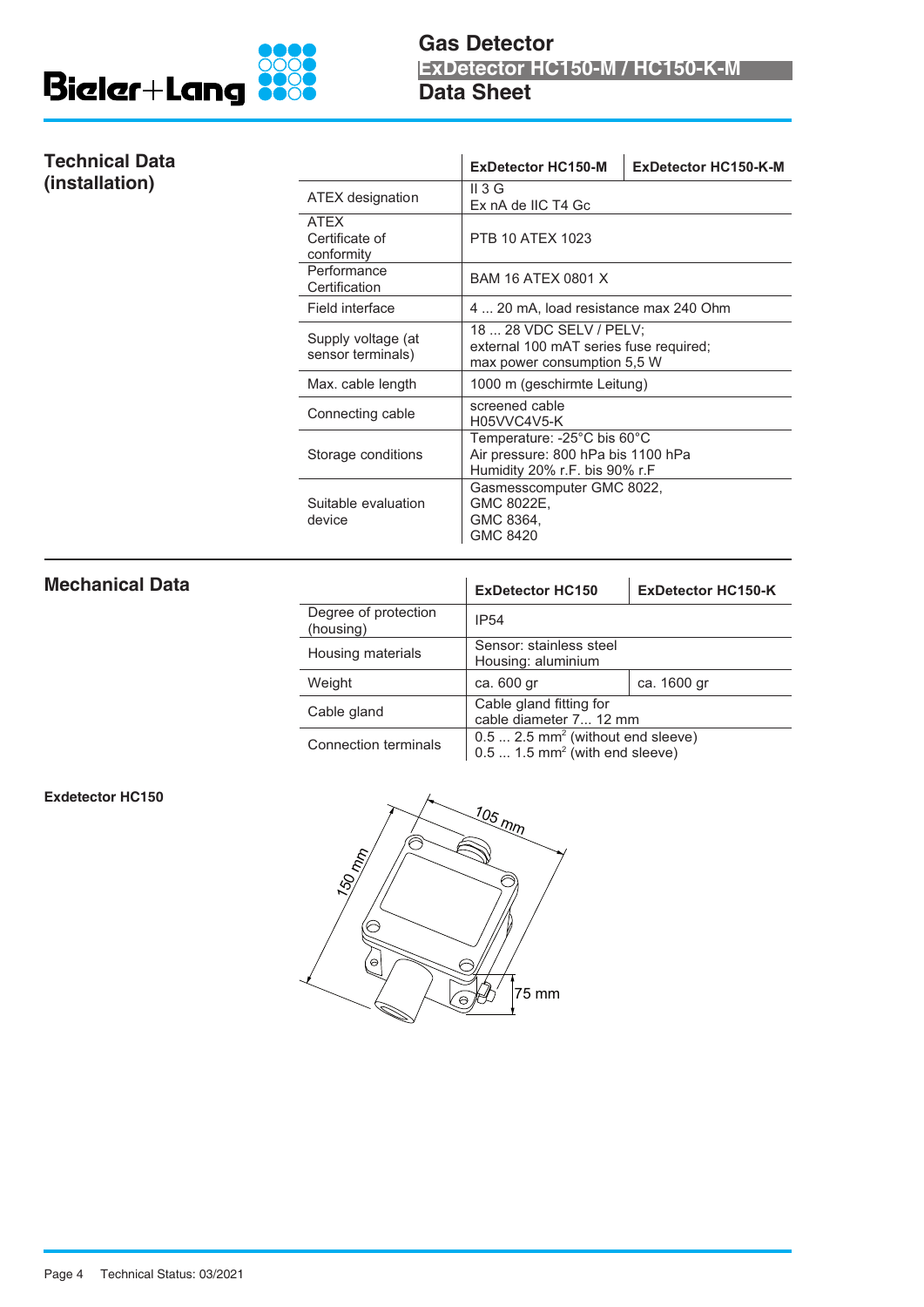# Gas Detector
## ExDetector HC150-M / HC150-K-M
## Data Sheet

## Technical Data (installation)

| | ExDetector HC150-M | ExDetector HC150-K-M |
|---|---|---|
| ATEX designation | II 3 G<br>Ex nA de IIC T4 Gc | |
| ATEX Certificate of conformity | PTB 10 ATEX 1023 | |
| Performance Certification | BAM 16 ATEX 0801 X | |
| Field interface | 4 ... 20 mA, load resistance max 240 Ohm | |
| Supply voltage (at sensor terminals) | 18 ... 28 VDC SELV / PELV;<br>external 100 mAT series fuse required;<br>max power consumption 5,5 W | |
| Max. cable length | 1000 m (geschirmte Leitung) | |
| Connecting cable | screened cable<br>H05VVC4V5-K | |
| Storage conditions | Temperature: -25°C bis 60°C<br>Air pressure: 800 hPa bis 1100 hPa<br>Humidity 20% r.F. bis 90% r.F | |
| Suitable evaluation device | Gasmesscomputer GMC 8022,<br>GMC 8022E,<br>GMC 8364,<br>GMC 8420 | |

## Mechanical Data

| | ExDetector HC150 | ExDetector HC150-K |
|---|---|---|
| Degree of protection (housing) | IP54 | |
| Housing materials | Sensor: stainless steel<br>Housing: aluminium | |
| Weight | ca. 600 gr | ca. 1600 gr |
| Cable gland | Cable gland fitting for<br>cable diameter 7... 12 mm | |
| Connection terminals | 0.5 ... 2.5 mm$^2$ (without end sleeve)<br>0.5 ... 1.5 mm$^2$ (with end sleeve) | |

**Exdetector HC150**

105 mm

150 mm

75 mm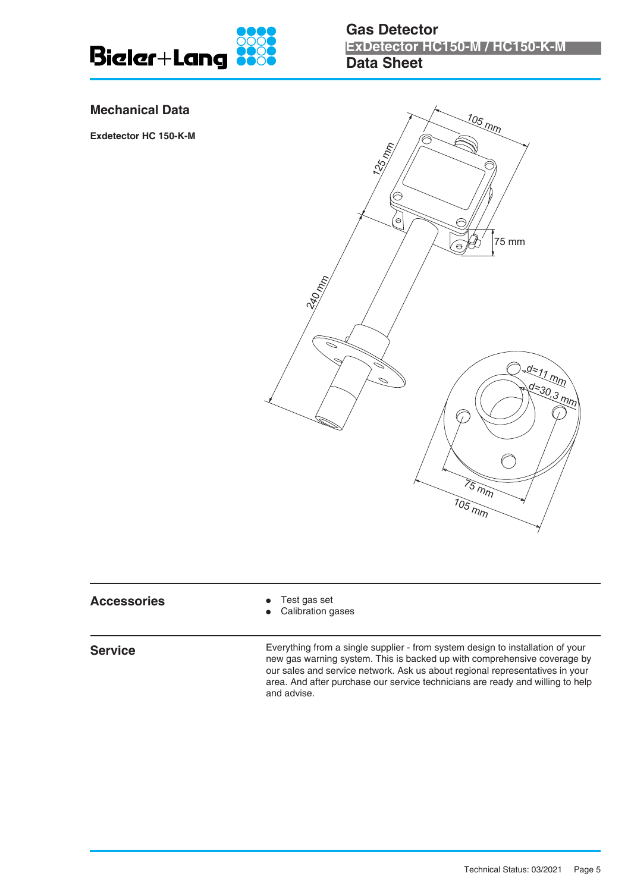## Mechanical Data

**Exdetector HC 150-K-M**

105 mm

125 mm

75 mm

240 mm

d=11 mm

d=30,3 mm

75 mm

105 mm

## Accessories

- Test gas set
- Calibration gases

## Service

Everything from a single supplier - from system design to installation of your new gas warning system. This is backed up with comprehensive coverage by our sales and service network. Ask us about regional representatives in your area. And after purchase our service technicians are ready and willing to help and advise.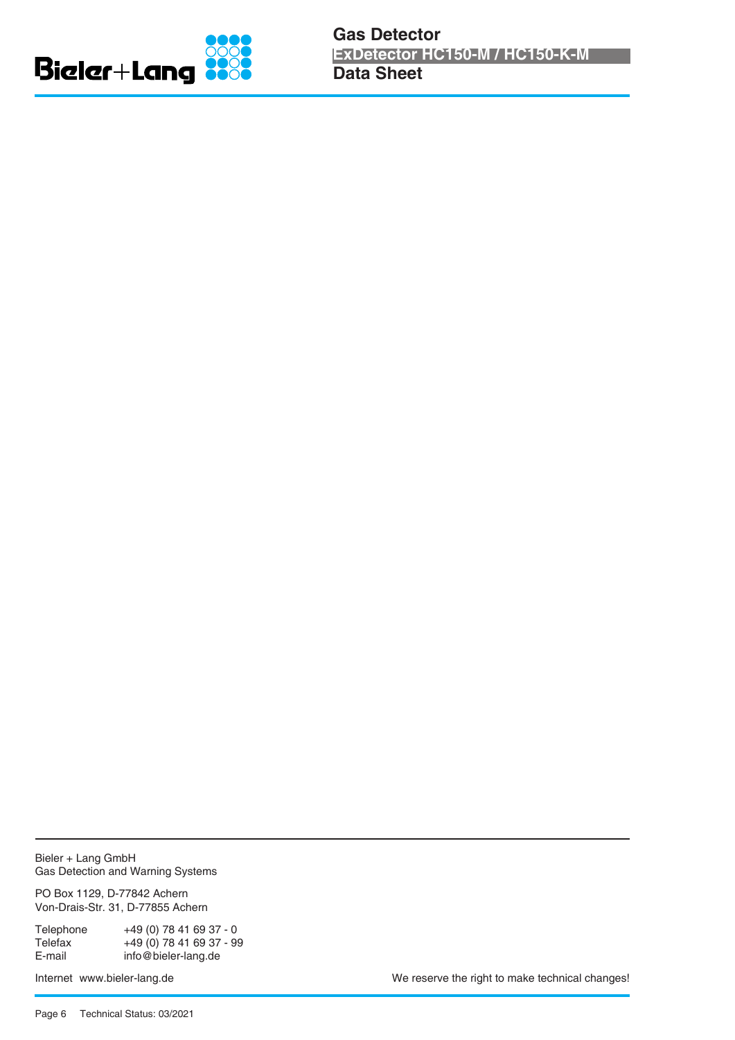Bieler + Lang GmbH
Gas Detection and Warning Systems

PO Box 1129, D-77842 Achern
Von-Drais-Str. 31, D-77855 Achern

| | |
|---|---|
| Telephone | +49 (0) 78 41 69 37 - 0 |
| Telefax | +49 (0) 78 41 69 37 - 99 |
| E-mail | info@bieler-lang.de |

Internet www.bieler-lang.de

We reserve the right to make technical changes!

Technical Status: 03/2021